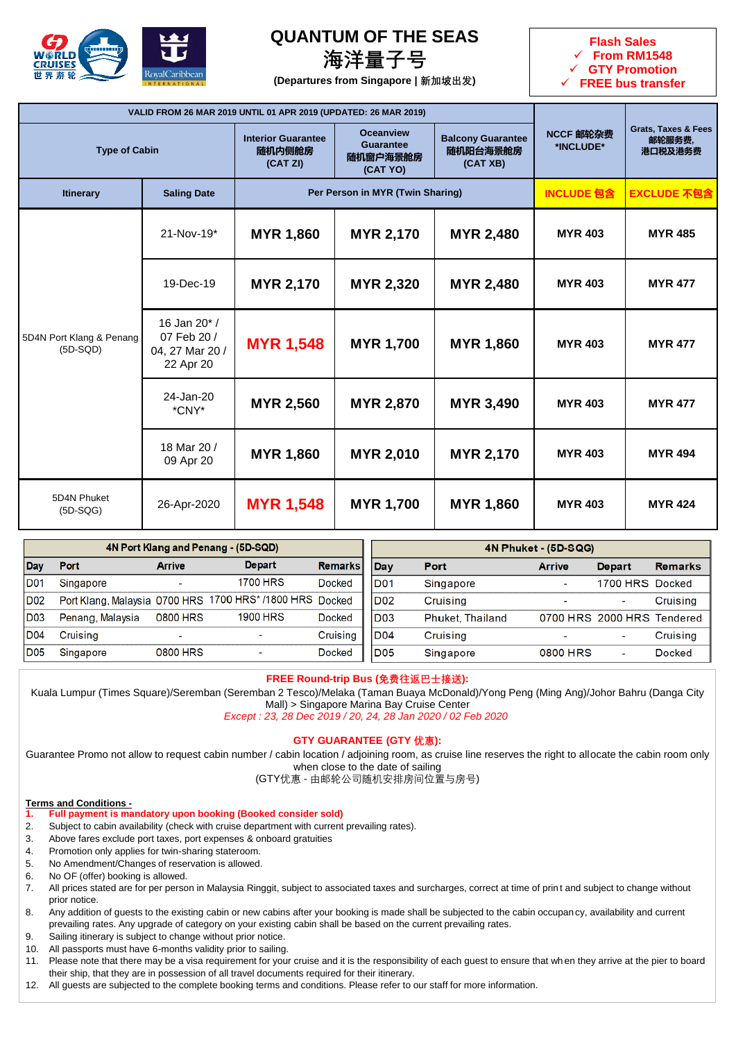# QUANTUM OF THE SEAS
# 海洋量子号

**(Departures from Singapore | 新加坡出发)**

**Flash Sales**
- ✓ From RM1548
- ✓ GTY Promotion
- ✓ FREE bus transfer

| VALID FROM 26 MAR 2019 UNTIL 01 APR 2019 (UPDATED: 26 MAR 2019) | | | | | NCCF 邮轮杂费 *INCLUDE* | Grats, Taxes & Fees 邮轮服务费, 港口税及港务费 |
|---|---|---|---|---|---|---|
| Type of Cabin | | Interior Guarantee 随机内侧舱房 (CAT ZI) | Oceanview Guarantee 随机窗户海景舱房 (CAT YO) | Balcony Guarantee 随机阳台海景舱房 (CAT XB) | | |
| Itinerary | Saling Date | Per Person in MYR (Twin Sharing) | | | INCLUDE 包含 | EXCLUDE 不包含 |
| 5D4N Port Klang & Penang (5D-SQD) | 21-Nov-19* | MYR 1,860 | MYR 2,170 | MYR 2,480 | MYR 403 | MYR 485 |
| | 19-Dec-19 | MYR 2,170 | MYR 2,320 | MYR 2,480 | MYR 403 | MYR 477 |
| | 16 Jan 20* / 07 Feb 20 / 04, 27 Mar 20 / 22 Apr 20 | MYR 1,548 | MYR 1,700 | MYR 1,860 | MYR 403 | MYR 477 |
| | 24-Jan-20 *CNY* | MYR 2,560 | MYR 2,870 | MYR 3,490 | MYR 403 | MYR 477 |
| | 18 Mar 20 / 09 Apr 20 | MYR 1,860 | MYR 2,010 | MYR 2,170 | MYR 403 | MYR 494 |
| 5D4N Phuket (5D-SQG) | 26-Apr-2020 | MYR 1,548 | MYR 1,700 | MYR 1,860 | MYR 403 | MYR 424 |

**4N Port Klang and Penang - (5D-SQD)**

| Day | Port | Arrive | Depart | Remarks |
|---|---|---|---|---|
| D01 | Singapore | - | 1700 HRS | Docked |
| D02 | Port Klang, Malaysia | 0700 HRS | 1700 HRS* /1800 HRS | Docked |
| D03 | Penang, Malaysia | 0800 HRS | 1900 HRS | Docked |
| D04 | Cruising | - | - | Cruising |
| D05 | Singapore | 0800 HRS | - | Docked |

**4N Phuket - (5D-SQG)**

| Day | Port | Arrive | Depart | Remarks |
|---|---|---|---|---|
| D01 | Singapore | - | 1700 HRS | Docked |
| D02 | Cruising | - | - | Cruising |
| D03 | Phuket, Thailand | 0700 HRS | 2000 HRS | Tendered |
| D04 | Cruising | - | - | Cruising |
| D05 | Singapore | 0800 HRS | - | Docked |

**FREE Round-trip Bus (免费往返巴士接送):**

Kuala Lumpur (Times Square)/Seremban (Seremban 2 Tesco)/Melaka (Taman Buaya McDonald)/Yong Peng (Ming Ang)/Johor Bahru (Danga City Mall) > Singapore Marina Bay Cruise Center

*Except : 23, 28 Dec 2019 / 20, 24, 28 Jan 2020 / 02 Feb 2020*

**GTY GUARANTEE (GTY 优惠):**

Guarantee Promo not allow to request cabin number / cabin location / adjoining room, as cruise line reserves the right to allocate the cabin room only when close to the date of sailing

(GTY优惠 - 由邮轮公司随机安排房间位置与房号)

**Terms and Conditions -**

1. **Full payment is mandatory upon booking (Booked consider sold)**
2. Subject to cabin availability (check with cruise department with current prevailing rates).
3. Above fares exclude port taxes, port expenses & onboard gratuities
4. Promotion only applies for twin-sharing stateroom.
5. No Amendment/Changes of reservation is allowed.
6. No OF (offer) booking is allowed.
7. All prices stated are for per person in Malaysia Ringgit, subject to associated taxes and surcharges, correct at time of print and subject to change without prior notice.
8. Any addition of guests to the existing cabin or new cabins after your booking is made shall be subjected to the cabin occupancy, availability and current prevailing rates. Any upgrade of category on your existing cabin shall be based on the current prevailing rates.
9. Sailing itinerary is subject to change without prior notice.
10. All passports must have 6-months validity prior to sailing.
11. Please note that there may be a visa requirement for your cruise and it is the responsibility of each guest to ensure that when they arrive at the pier to board their ship, that they are in possession of all travel documents required for their itinerary.
12. All guests are subjected to the complete booking terms and conditions. Please refer to our staff for more information.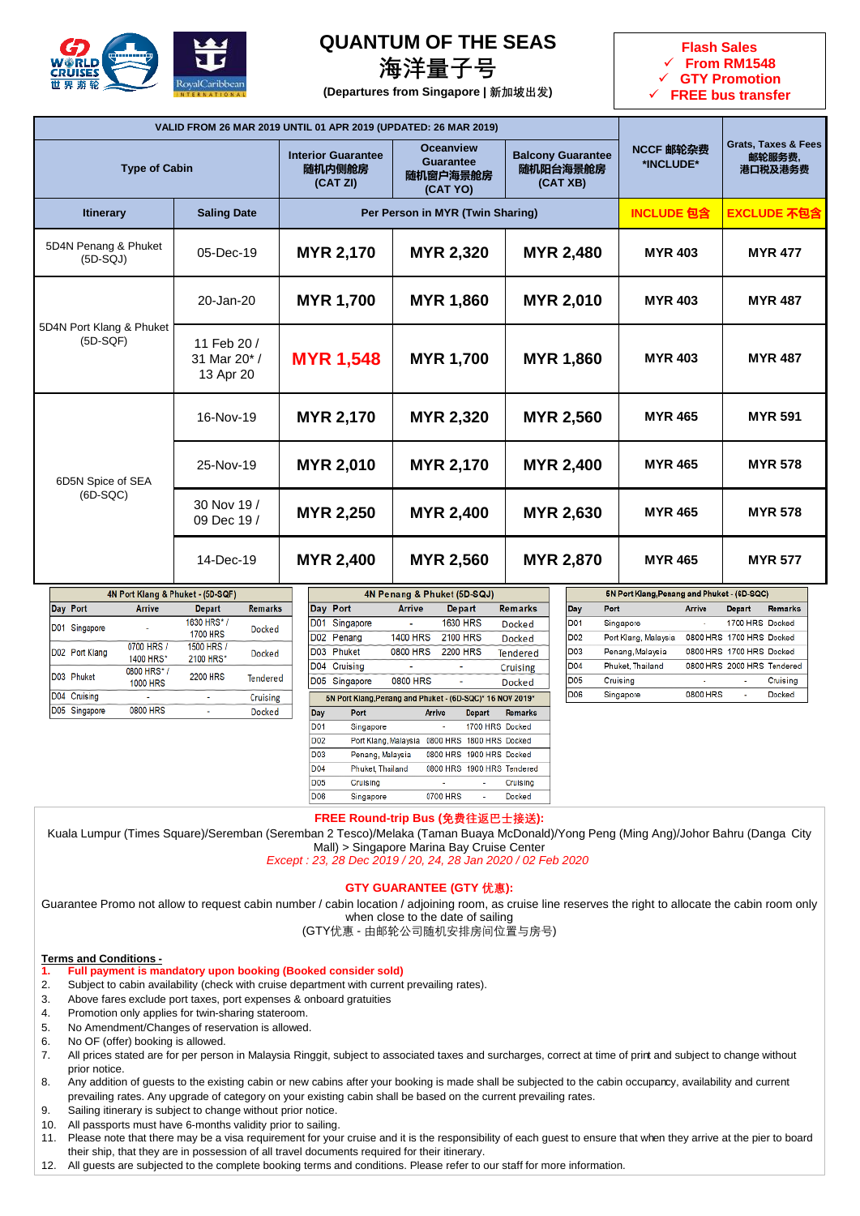# QUANTUM OF THE SEAS
# 海洋量子号

**(Departures from Singapore | 新加坡出发)**

**Flash Sales**
- ✓ From RM1548
- ✓ GTY Promotion
- ✓ FREE bus transfer

| VALID FROM 26 MAR 2019 UNTIL 01 APR 2019 (UPDATED: 26 MAR 2019) | | | | | NCCF 邮轮杂费 *INCLUDE* | Grats, Taxes & Fees 邮轮服务费, 港口税及港务费 |
|---|---|---|---|---|---|---|
| Type of Cabin | | Interior Guarantee 随机内侧舱房 (CAT ZI) | Oceanview Guarantee 随机窗户海景舱房 (CAT YO) | Balcony Guarantee 随机阳台海景舱房 (CAT XB) | | |
| Itinerary | Saling Date | Per Person in MYR (Twin Sharing) | | | INCLUDE 包含 | EXCLUDE 不包含 |
| 5D4N Penang & Phuket (5D-SQJ) | 05-Dec-19 | MYR 2,170 | MYR 2,320 | MYR 2,480 | MYR 403 | MYR 477 |
| 5D4N Port Klang & Phuket (5D-SQF) | 20-Jan-20 | MYR 1,700 | MYR 1,860 | MYR 2,010 | MYR 403 | MYR 487 |
| | 11 Feb 20 / 31 Mar 20* / 13 Apr 20 | MYR 1,548 | MYR 1,700 | MYR 1,860 | MYR 403 | MYR 487 |
| 6D5N Spice of SEA (6D-SQC) | 16-Nov-19 | MYR 2,170 | MYR 2,320 | MYR 2,560 | MYR 465 | MYR 591 |
| | 25-Nov-19 | MYR 2,010 | MYR 2,170 | MYR 2,400 | MYR 465 | MYR 578 |
| | 30 Nov 19 / 09 Dec 19 / | MYR 2,250 | MYR 2,400 | MYR 2,630 | MYR 465 | MYR 578 |
| | 14-Dec-19 | MYR 2,400 | MYR 2,560 | MYR 2,870 | MYR 465 | MYR 577 |

**4N Port Klang & Phuket - (5D-SQF)**

| Day | Port | Arrive | Depart | Remarks |
|---|---|---|---|---|
| D01 | Singapore | - | 1630 HRS* / 1700 HRS | Docked |
| D02 | Port Klang | 0700 HRS / 1400 HRS* | 1500 HRS / 2100 HRS* | Docked |
| D03 | Phuket | 0800 HRS* / 1000 HRS | 2200 HRS | Tendered |
| D04 | Cruising | - | - | Cruising |
| D05 | Singapore | 0800 HRS | - | Docked |

**4N Penang & Phuket (5D-SQJ)**

| Day | Port | Arrive | Depart | Remarks |
|---|---|---|---|---|
| D01 | Singapore | - | 1630 HRS | Docked |
| D02 | Penang | 1400 HRS | 2100 HRS | Docked |
| D03 | Phuket | 0800 HRS | 2200 HRS | Tendered |
| D04 | Cruising | - | - | Cruising |
| D05 | Singapore | 0800 HRS | - | Docked |

**5N Port Klang,Penang and Phuket - (6D-SQC)* 16 NOV 2019***

| Day | Port | Arrive | Depart | Remarks |
|---|---|---|---|---|
| D01 | Singapore | - | 1700 HRS | Docked |
| D02 | Port Klang, Malaysia | 0800 HRS | 1800 HRS | Docked |
| D03 | Penang, Malaysia | 0800 HRS | 1900 HRS | Docked |
| D04 | Phuket, Thailand | 0800 HRS | 1900 HRS | Tendered |
| D05 | Cruising | - | - | Cruising |
| D06 | Singapore | 0700 HRS | - | Docked |

**5N Port Klang,Penang and Phuket - (6D-SQC)**

| Day | Port | Arrive | Depart | Remarks |
|---|---|---|---|---|
| D01 | Singapore | - | 1700 HRS | Docked |
| D02 | Port Klang, Malaysia | 0800 HRS | 1700 HRS | Docked |
| D03 | Penang, Malaysia | 0800 HRS | 1700 HRS | Docked |
| D04 | Phuket, Thailand | 0800 HRS | 2000 HRS | Tendered |
| D05 | Cruising | - | - | Cruising |
| D06 | Singapore | 0800 HRS | - | Docked |

**FREE Round-trip Bus (免费往返巴士接送):**

Kuala Lumpur (Times Square)/Seremban (Seremban 2 Tesco)/Melaka (Taman Buaya McDonald)/Yong Peng (Ming Ang)/Johor Bahru (Danga City Mall) > Singapore Marina Bay Cruise Center

*Except : 23, 28 Dec 2019 / 20, 24, 28 Jan 2020 / 02 Feb 2020*

**GTY GUARANTEE (GTY 优惠):**

Guarantee Promo not allow to request cabin number / cabin location / adjoining room, as cruise line reserves the right to allocate the cabin room only when close to the date of sailing

(GTY优惠 - 由邮轮公司随机安排房间位置与房号)

**Terms and Conditions -**

1. **Full payment is mandatory upon booking (Booked consider sold)**
2. Subject to cabin availability (check with cruise department with current prevailing rates).
3. Above fares exclude port taxes, port expenses & onboard gratuities
4. Promotion only applies for twin-sharing stateroom.
5. No Amendment/Changes of reservation is allowed.
6. No OF (offer) booking is allowed.
7. All prices stated are for per person in Malaysia Ringgit, subject to associated taxes and surcharges, correct at time of print and subject to change without prior notice.
8. Any addition of guests to the existing cabin or new cabins after your booking is made shall be subjected to the cabin occupancy, availability and current prevailing rates. Any upgrade of category on your existing cabin shall be based on the current prevailing rates.
9. Sailing itinerary is subject to change without prior notice.
10. All passports must have 6-months validity prior to sailing.
11. Please note that there may be a visa requirement for your cruise and it is the responsibility of each guest to ensure that when they arrive at the pier to board their ship, that they are in possession of all travel documents required for their itinerary.
12. All guests are subjected to the complete booking terms and conditions. Please refer to our staff for more information.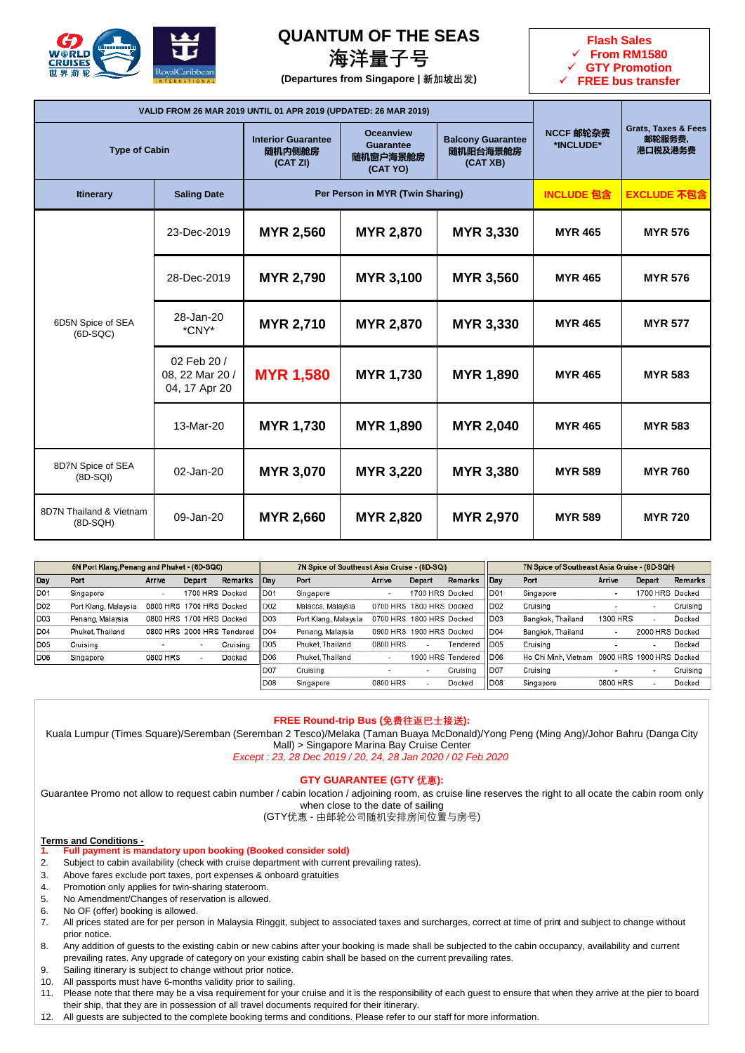# QUANTUM OF THE SEAS
# 海洋量子号
**(Departures from Singapore | 新加坡出发)**

**Flash Sales**
- ✓ From RM1580
- ✓ GTY Promotion
- ✓ FREE bus transfer

| VALID FROM 26 MAR 2019 UNTIL 01 APR 2019 (UPDATED: 26 MAR 2019) | | | | | NCCF 邮轮杂费 *INCLUDE* | Grats, Taxes & Fees 邮轮服务费, 港口税及港务费 |
|---|---|---|---|---|---|---|
| Type of Cabin | | Interior Guarantee 随机内侧舱房 (CAT ZI) | Oceanview Guarantee 随机窗户海景舱房 (CAT YO) | Balcony Guarantee 随机阳台海景舱房 (CAT XB) | | |
| Itinerary | Saling Date | Per Person in MYR (Twin Sharing) | | | INCLUDE 包含 | EXCLUDE 不包含 |
| 6D5N Spice of SEA (6D-SQC) | 23-Dec-2019 | MYR 2,560 | MYR 2,870 | MYR 3,330 | MYR 465 | MYR 576 |
| | 28-Dec-2019 | MYR 2,790 | MYR 3,100 | MYR 3,560 | MYR 465 | MYR 576 |
| | 28-Jan-20 *CNY* | MYR 2,710 | MYR 2,870 | MYR 3,330 | MYR 465 | MYR 577 |
| | 02 Feb 20 / 08, 22 Mar 20 / 04, 17 Apr 20 | MYR 1,580 | MYR 1,730 | MYR 1,890 | MYR 465 | MYR 583 |
| | 13-Mar-20 | MYR 1,730 | MYR 1,890 | MYR 2,040 | MYR 465 | MYR 583 |
| 8D7N Spice of SEA (8D-SQI) | 02-Jan-20 | MYR 3,070 | MYR 3,220 | MYR 3,380 | MYR 589 | MYR 760 |
| 8D7N Thailand & Vietnam (8D-SQH) | 09-Jan-20 | MYR 2,660 | MYR 2,820 | MYR 2,970 | MYR 589 | MYR 720 |

| 6N Port Klang,Penang and Phuket - (6D-SQC) | | | | |
|---|---|---|---|---|
| Day | Port | Arrive | Depart | Remarks |
| D01 | Singapore | - | 1700 HRS | Docked |
| D02 | Port Klang, Malaysia | 0800 HRS | 1700 HRS | Docked |
| D03 | Penang, Malaysia | 0800 HRS | 1700 HRS | Docked |
| D04 | Phuket, Thailand | 0800 HRS | 2000 HRS | Tendered |
| D05 | Cruising | - | - | Cruising |
| D06 | Singapore | 0800 HRS | - | Docked |

| 7N Spice of Southeast Asia Cruise - (8D-SQI) | | | | |
|---|---|---|---|---|
| Day | Port | Arrive | Depart | Remarks |
| D01 | Singapore | - | 1700 HRS | Docked |
| D02 | Malacca, Malaysia | 0700 HRS | 1800 HRS | Docked |
| D03 | Port Klang, Malaysia | 0700 HRS | 1800 HRS | Docked |
| D04 | Penang, Malaysia | 0900 HRS | 1900 HRS | Docked |
| D05 | Phuket, Thailand | 0800 HRS | - | Tendered |
| D06 | Phuket, Thailand | - | 1900 HRS | Tendered |
| D07 | Cruising | - | - | Cruising |
| D08 | Singapore | 0800 HRS | - | Docked |

| 7N Spice of Southeast Asia Cruise - (8D-SQH) | | | | |
|---|---|---|---|---|
| Day | Port | Arrive | Depart | Remarks |
| D01 | Singapore | - | 1700 HRS | Docked |
| D02 | Cruising | - | - | Cruising |
| D03 | Bangkok, Thailand | 1300 HRS | - | Docked |
| D04 | Bangkok, Thailand | - | 2000 HRS | Docked |
| D05 | Cruising | - | - | Cruising |
| D06 | Ho Chi Minh, Vietnam | 0900 HRS | 1900 HRS | Docked |
| D07 | Cruising | - | - | Cruising |
| D08 | Singapore | 0800 HRS | - | Docked |

**FREE Round-trip Bus (免费往返巴士接送):**

Kuala Lumpur (Times Square)/Seremban (Seremban 2 Tesco)/Melaka (Taman Buaya McDonald)/Yong Peng (Ming Ang)/Johor Bahru (Danga City Mall) > Singapore Marina Bay Cruise Center

*Except : 23, 28 Dec 2019 / 20, 24, 28 Jan 2020 / 02 Feb 2020*

**GTY GUARANTEE (GTY 优惠):**

Guarantee Promo not allow to request cabin number / cabin location / adjoining room, as cruise line reserves the right to all ocate the cabin room only when close to the date of sailing

(GTY优惠 - 由邮轮公司随机安排房间位置与房号)

**Terms and Conditions -**

1. **Full payment is mandatory upon booking (Booked consider sold)**
2. Subject to cabin availability (check with cruise department with current prevailing rates).
3. Above fares exclude port taxes, port expenses & onboard gratuities
4. Promotion only applies for twin-sharing stateroom.
5. No Amendment/Changes of reservation is allowed.
6. No OF (offer) booking is allowed.
7. All prices stated are for per person in Malaysia Ringgit, subject to associated taxes and surcharges, correct at time of print and subject to change without prior notice.
8. Any addition of guests to the existing cabin or new cabins after your booking is made shall be subjected to the cabin occupancy, availability and current prevailing rates. Any upgrade of category on your existing cabin shall be based on the current prevailing rates.
9. Sailing itinerary is subject to change without prior notice.
10. All passports must have 6-months validity prior to sailing.
11. Please note that there may be a visa requirement for your cruise and it is the responsibility of each guest to ensure that when they arrive at the pier to board their ship, that they are in possession of all travel documents required for their itinerary.
12. All guests are subjected to the complete booking terms and conditions. Please refer to our staff for more information.